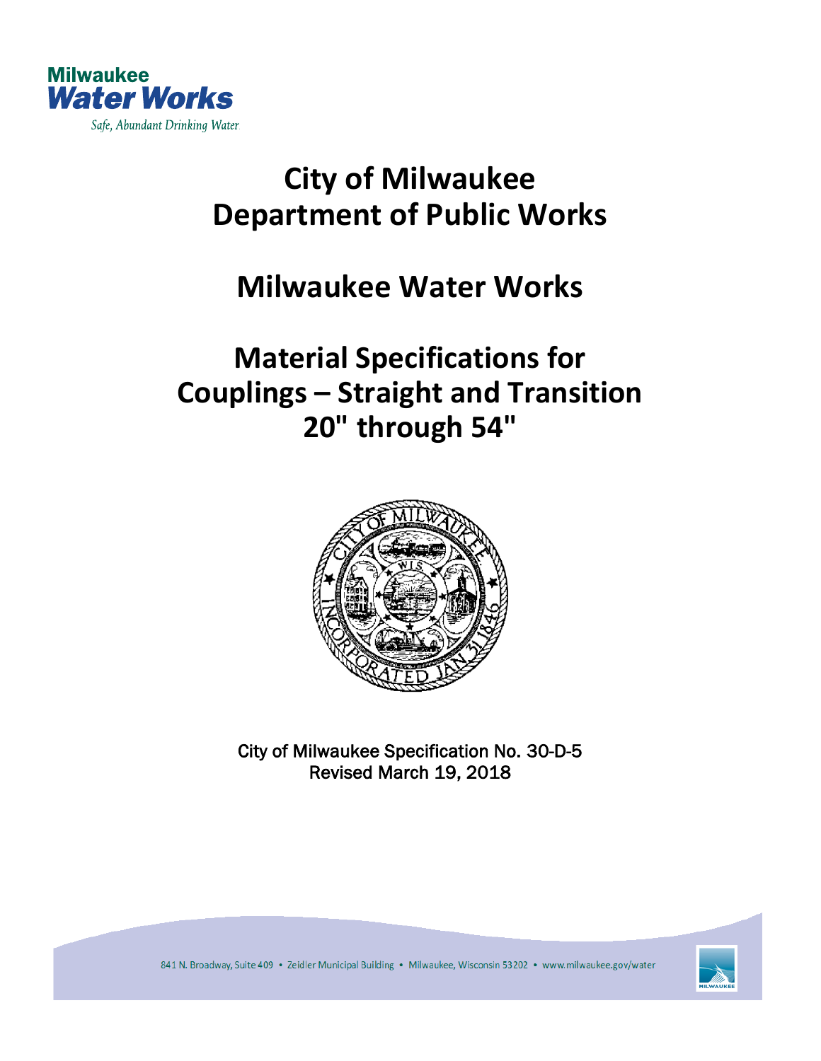Milwaukee
Water Works
Safe, Abundant Drinking Water

# City of Milwaukee
# Department of Public Works

# Milwaukee Water Works

# Material Specifications for Couplings – Straight and Transition 20" through 54"

City of Milwaukee Specification No. 30-D-5
Revised March 19, 2018

841 N. Broadway, Suite 409 • Zeidler Municipal Building • Milwaukee, Wisconsin 53202 • www.milwaukee.gov/water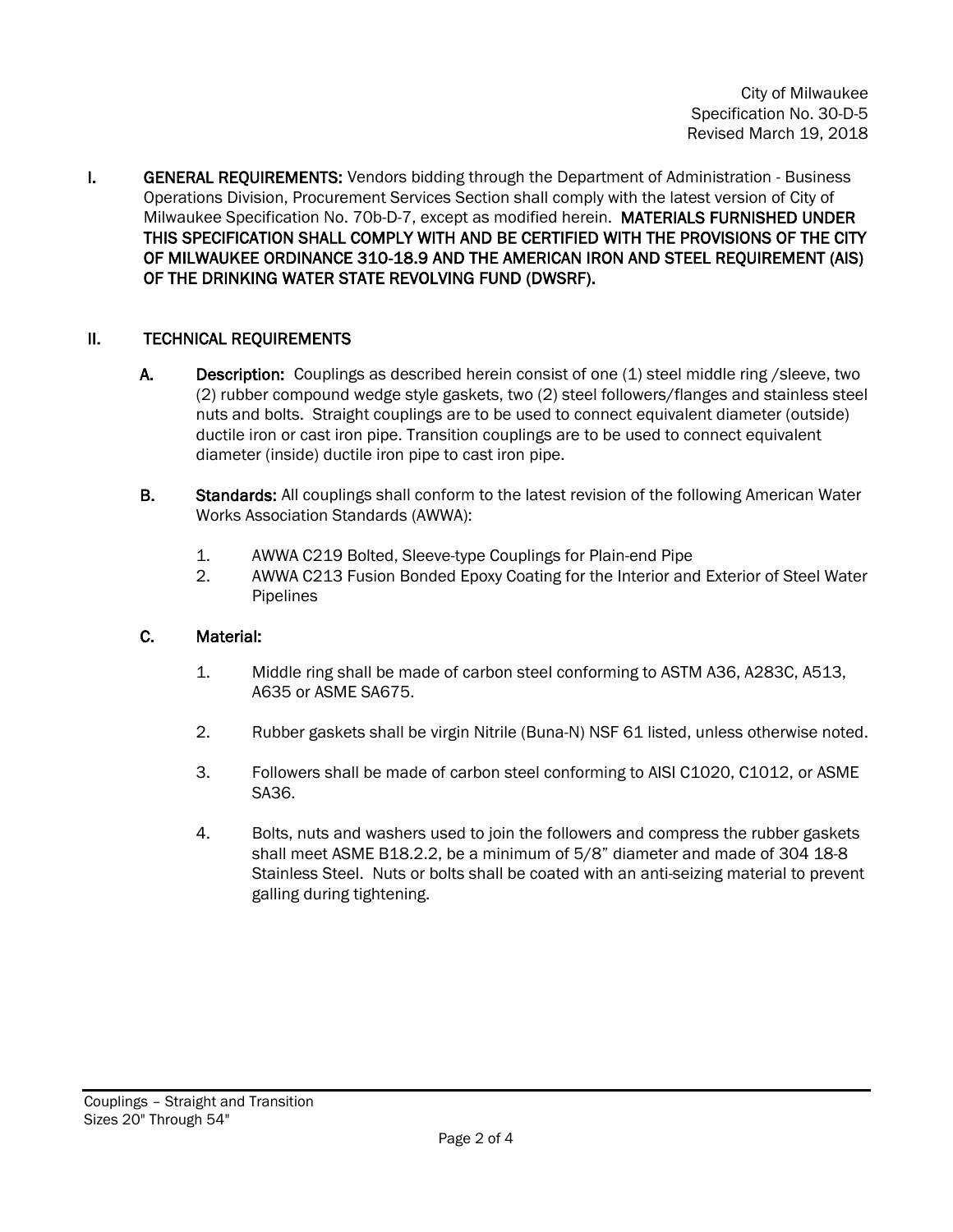**I. GENERAL REQUIREMENTS:** Vendors bidding through the Department of Administration - Business Operations Division, Procurement Services Section shall comply with the latest version of City of Milwaukee Specification No. 70b-D-7, except as modified herein. **MATERIALS FURNISHED UNDER THIS SPECIFICATION SHALL COMPLY WITH AND BE CERTIFIED WITH THE PROVISIONS OF THE CITY OF MILWAUKEE ORDINANCE 310-18.9 AND THE AMERICAN IRON AND STEEL REQUIREMENT (AIS) OF THE DRINKING WATER STATE REVOLVING FUND (DWSRF).**

## II. TECHNICAL REQUIREMENTS

**A. Description:** Couplings as described herein consist of one (1) steel middle ring /sleeve, two (2) rubber compound wedge style gaskets, two (2) steel followers/flanges and stainless steel nuts and bolts. Straight couplings are to be used to connect equivalent diameter (outside) ductile iron or cast iron pipe. Transition couplings are to be used to connect equivalent diameter (inside) ductile iron pipe to cast iron pipe.

**B. Standards:** All couplings shall conform to the latest revision of the following American Water Works Association Standards (AWWA):

1. AWWA C219 Bolted, Sleeve-type Couplings for Plain-end Pipe
2. AWWA C213 Fusion Bonded Epoxy Coating for the Interior and Exterior of Steel Water Pipelines

**C. Material:**

1. Middle ring shall be made of carbon steel conforming to ASTM A36, A283C, A513, A635 or ASME SA675.

2. Rubber gaskets shall be virgin Nitrile (Buna-N) NSF 61 listed, unless otherwise noted.

3. Followers shall be made of carbon steel conforming to AISI C1020, C1012, or ASME SA36.

4. Bolts, nuts and washers used to join the followers and compress the rubber gaskets shall meet ASME B18.2.2, be a minimum of 5/8" diameter and made of 304 18-8 Stainless Steel. Nuts or bolts shall be coated with an anti-seizing material to prevent galling during tightening.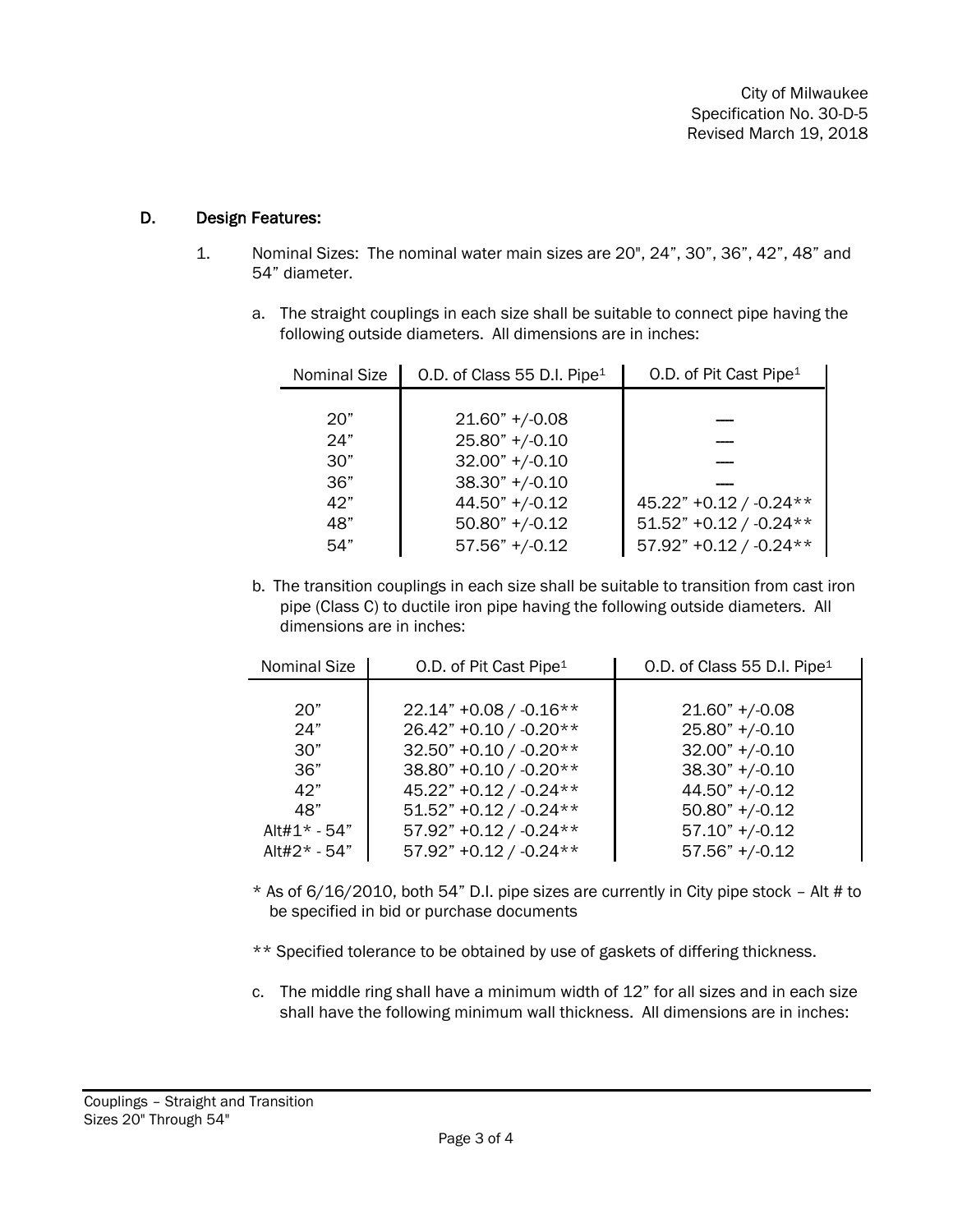### D. Design Features:

1. Nominal Sizes: The nominal water main sizes are 20", 24", 30", 36", 42", 48" and 54" diameter.

   a. The straight couplings in each size shall be suitable to connect pipe having the following outside diameters. All dimensions are in inches:

| Nominal Size | O.D. of Class 55 D.I. Pipe[1] | O.D. of Pit Cast Pipe[1] |
|---|---|---|
| 20" | 21.60" +/-0.08 | --- |
| 24" | 25.80" +/-0.10 | --- |
| 30" | 32.00" +/-0.10 | --- |
| 36" | 38.30" +/-0.10 | --- |
| 42" | 44.50" +/-0.12 | 45.22" +0.12 / -0.24** |
| 48" | 50.80" +/-0.12 | 51.52" +0.12 / -0.24** |
| 54" | 57.56" +/-0.12 | 57.92" +0.12 / -0.24** |

   b. The transition couplings in each size shall be suitable to transition from cast iron pipe (Class C) to ductile iron pipe having the following outside diameters. All dimensions are in inches:

| Nominal Size | O.D. of Pit Cast Pipe[1] | O.D. of Class 55 D.I. Pipe[1] |
|---|---|---|
| 20" | 22.14" +0.08 / -0.16** | 21.60" +/-0.08 |
| 24" | 26.42" +0.10 / -0.20** | 25.80" +/-0.10 |
| 30" | 32.50" +0.10 / -0.20** | 32.00" +/-0.10 |
| 36" | 38.80" +0.10 / -0.20** | 38.30" +/-0.10 |
| 42" | 45.22" +0.12 / -0.24** | 44.50" +/-0.12 |
| 48" | 51.52" +0.12 / -0.24** | 50.80" +/-0.12 |
| Alt#1* - 54" | 57.92" +0.12 / -0.24** | 57.10" +/-0.12 |
| Alt#2* - 54" | 57.92" +0.12 / -0.24** | 57.56" +/-0.12 |

   \* As of 6/16/2010, both 54" D.I. pipe sizes are currently in City pipe stock – Alt # to be specified in bid or purchase documents

   ** Specified tolerance to be obtained by use of gaskets of differing thickness.

   c. The middle ring shall have a minimum width of 12" for all sizes and in each size shall have the following minimum wall thickness. All dimensions are in inches: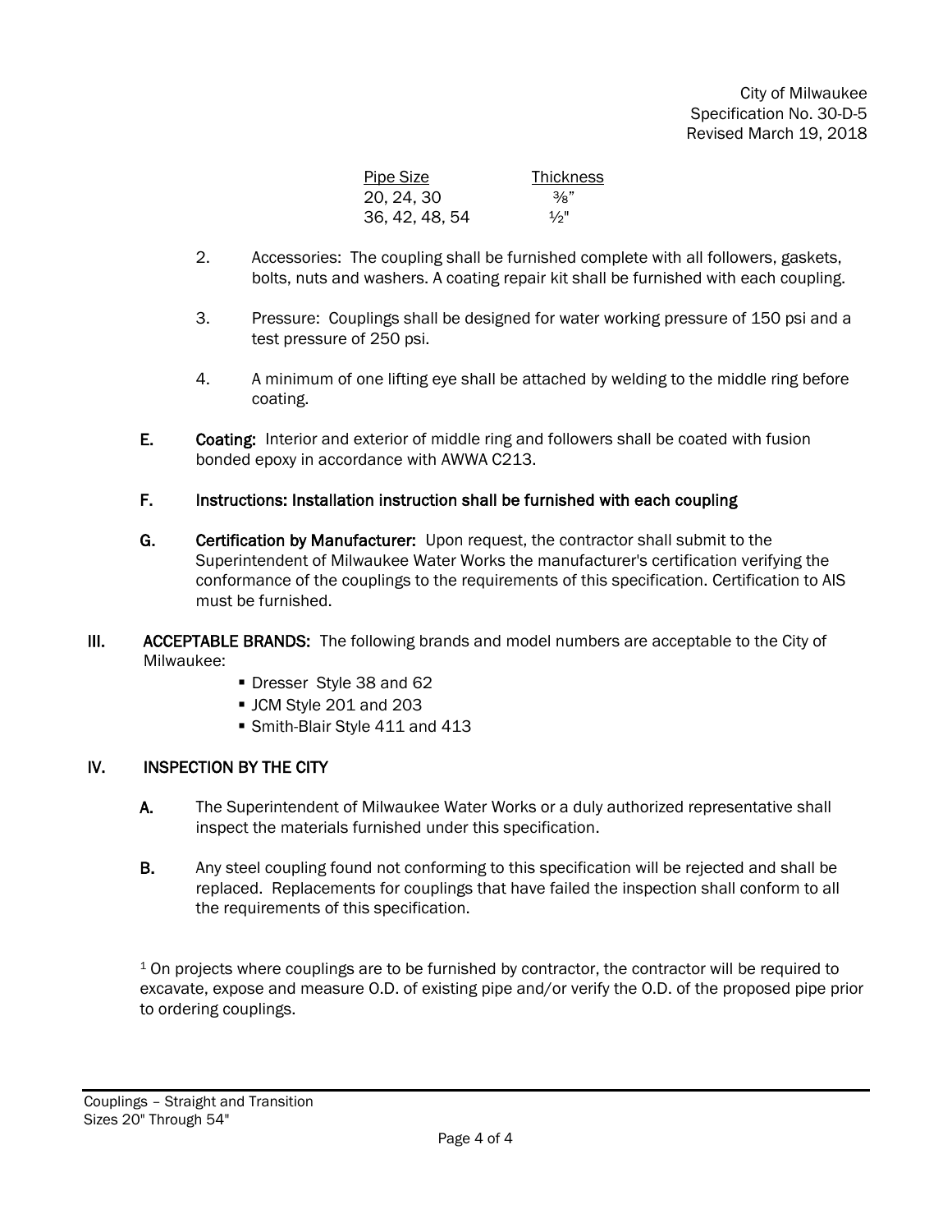| Pipe Size | Thickness |
| --- | --- |
| 20, 24, 30 | ⅜" |
| 36, 42, 48, 54 | ½" |

2. Accessories: The coupling shall be furnished complete with all followers, gaskets, bolts, nuts and washers. A coating repair kit shall be furnished with each coupling.

3. Pressure: Couplings shall be designed for water working pressure of 150 psi and a test pressure of 250 psi.

4. A minimum of one lifting eye shall be attached by welding to the middle ring before coating.

**E.** **Coating:** Interior and exterior of middle ring and followers shall be coated with fusion bonded epoxy in accordance with AWWA C213.

**F.** **Instructions: Installation instruction shall be furnished with each coupling**

**G.** **Certification by Manufacturer:** Upon request, the contractor shall submit to the Superintendent of Milwaukee Water Works the manufacturer's certification verifying the conformance of the couplings to the requirements of this specification. Certification to AIS must be furnished.

## III. ACCEPTABLE BRANDS:

The following brands and model numbers are acceptable to the City of Milwaukee:

- Dresser Style 38 and 62
- JCM Style 201 and 203
- Smith-Blair Style 411 and 413

## IV. INSPECTION BY THE CITY

**A.** The Superintendent of Milwaukee Water Works or a duly authorized representative shall inspect the materials furnished under this specification.

**B.** Any steel coupling found not conforming to this specification will be rejected and shall be replaced. Replacements for couplings that have failed the inspection shall conform to all the requirements of this specification.

[1] On projects where couplings are to be furnished by contractor, the contractor will be required to excavate, expose and measure O.D. of existing pipe and/or verify the O.D. of the proposed pipe prior to ordering couplings.